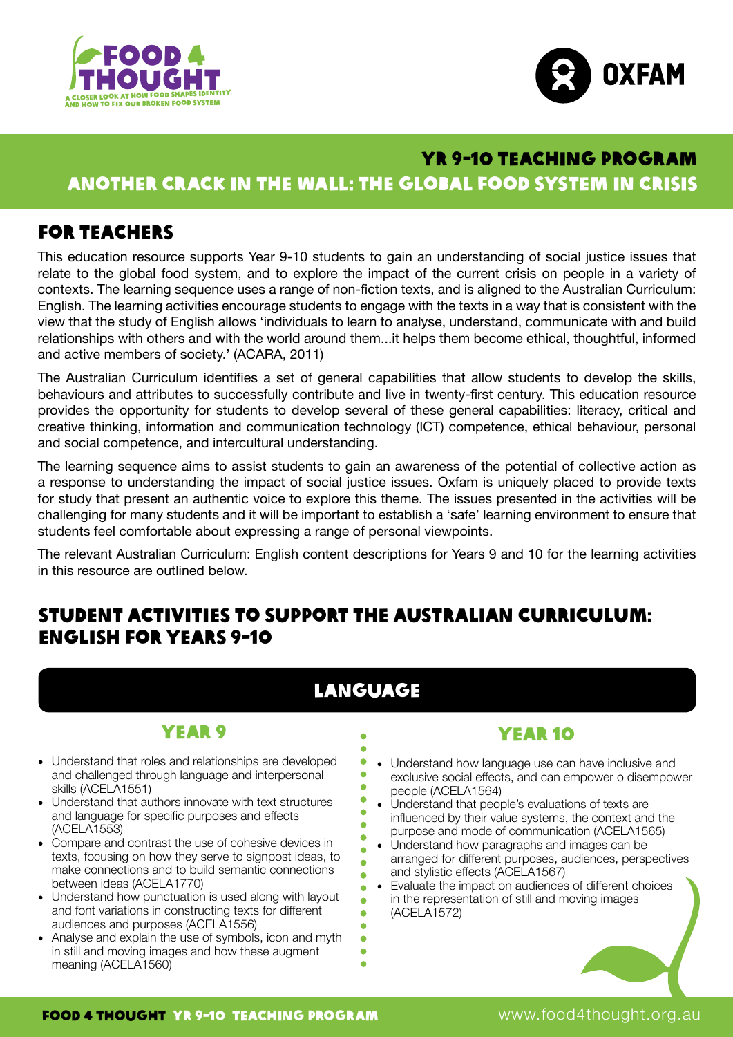# YR 9-10 TEACHING PROGRAM

## ANOTHER CRACK IN THE WALL: THE GLOBAL FOOD SYSTEM IN CRISIS

## FOR TEACHERS

This education resource supports Year 9-10 students to gain an understanding of social justice issues that relate to the global food system, and to explore the impact of the current crisis on people in a variety of contexts. The learning sequence uses a range of non-fiction texts, and is aligned to the Australian Curriculum: English. The learning activities encourage students to engage with the texts in a way that is consistent with the view that the study of English allows 'individuals to learn to analyse, understand, communicate with and build relationships with others and with the world around them...it helps them become ethical, thoughtful, informed and active members of society.' (ACARA, 2011)

The Australian Curriculum identifies a set of general capabilities that allow students to develop the skills, behaviours and attributes to successfully contribute and live in twenty-first century. This education resource provides the opportunity for students to develop several of these general capabilities: literacy, critical and creative thinking, information and communication technology (ICT) competence, ethical behaviour, personal and social competence, and intercultural understanding.

The learning sequence aims to assist students to gain an awareness of the potential of collective action as a response to understanding the impact of social justice issues. Oxfam is uniquely placed to provide texts for study that present an authentic voice to explore this theme. The issues presented in the activities will be challenging for many students and it will be important to establish a 'safe' learning environment to ensure that students feel comfortable about expressing a range of personal viewpoints.

The relevant Australian Curriculum: English content descriptions for Years 9 and 10 for the learning activities in this resource are outlined below.

## STUDENT ACTIVITIES TO SUPPORT THE AUSTRALIAN CURRICULUM: ENGLISH FOR YEARS 9-10

### LANGUAGE

#### YEAR 9

- Understand that roles and relationships are developed and challenged through language and interpersonal skills (ACELA1551)
- Understand that authors innovate with text structures and language for specific purposes and effects (ACELA1553)
- Compare and contrast the use of cohesive devices in texts, focusing on how they serve to signpost ideas, to make connections and to build semantic connections between ideas (ACELA1770)
- Understand how punctuation is used along with layout and font variations in constructing texts for different audiences and purposes (ACELA1556)
- Analyse and explain the use of symbols, icon and myth in still and moving images and how these augment meaning (ACELA1560)

#### YEAR 10

- Understand how language use can have inclusive and exclusive social effects, and can empower o disempower people (ACELA1564)
- Understand that people's evaluations of texts are influenced by their value systems, the context and the purpose and mode of communication (ACELA1565)
- Understand how paragraphs and images can be arranged for different purposes, audiences, perspectives and stylistic effects (ACELA1567)
- Evaluate the impact on audiences of different choices in the representation of still and moving images (ACELA1572)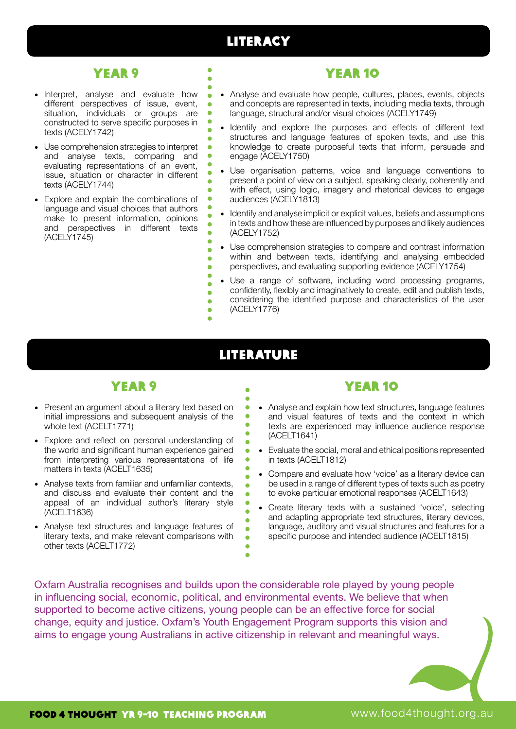# LITERACY

## YEAR 9

- Interpret, analyse and evaluate how different perspectives of issue, event, situation, individuals or groups are constructed to serve specific purposes in texts (ACELY1742)
- Use comprehension strategies to interpret and analyse texts, comparing and evaluating representations of an event, issue, situation or character in different texts (ACELY1744)
- Explore and explain the combinations of language and visual choices that authors make to present information, opinions and perspectives in different texts (ACELY1745)

## YEAR 10

- Analyse and evaluate how people, cultures, places, events, objects and concepts are represented in texts, including media texts, through language, structural and/or visual choices (ACELY1749)
- Identify and explore the purposes and effects of different text structures and language features of spoken texts, and use this knowledge to create purposeful texts that inform, persuade and engage (ACELY1750)
- Use organisation patterns, voice and language conventions to present a point of view on a subject, speaking clearly, coherently and with effect, using logic, imagery and rhetorical devices to engage audiences (ACELY1813)
- Identify and analyse implicit or explicit values, beliefs and assumptions in texts and how these are influenced by purposes and likely audiences (ACELY1752)
- Use comprehension strategies to compare and contrast information within and between texts, identifying and analysing embedded perspectives, and evaluating supporting evidence (ACELY1754)
- Use a range of software, including word processing programs, confidently, flexibly and imaginatively to create, edit and publish texts, considering the identified purpose and characteristics of the user (ACELY1776)

# LITERATURE

## YEAR 9

- Present an argument about a literary text based on initial impressions and subsequent analysis of the whole text (ACELT1771)
- Explore and reflect on personal understanding of the world and significant human experience gained from interpreting various representations of life matters in texts (ACELT1635)
- Analyse texts from familiar and unfamiliar contexts, and discuss and evaluate their content and the appeal of an individual author's literary style (ACELT1636)
- Analyse text structures and language features of literary texts, and make relevant comparisons with other texts (ACELT1772)

## YEAR 10

- Analyse and explain how text structures, language features and visual features of texts and the context in which texts are experienced may influence audience response (ACELT1641)
- Evaluate the social, moral and ethical positions represented in texts (ACELT1812)
- Compare and evaluate how 'voice' as a literary device can be used in a range of different types of texts such as poetry to evoke particular emotional responses (ACELT1643)
- Create literary texts with a sustained 'voice', selecting and adapting appropriate text structures, literary devices, language, auditory and visual structures and features for a specific purpose and intended audience (ACELT1815)

Oxfam Australia recognises and builds upon the considerable role played by young people in influencing social, economic, political, and environmental events. We believe that when supported to become active citizens, young people can be an effective force for social change, equity and justice. Oxfam's Youth Engagement Program supports this vision and aims to engage young Australians in active citizenship in relevant and meaningful ways.